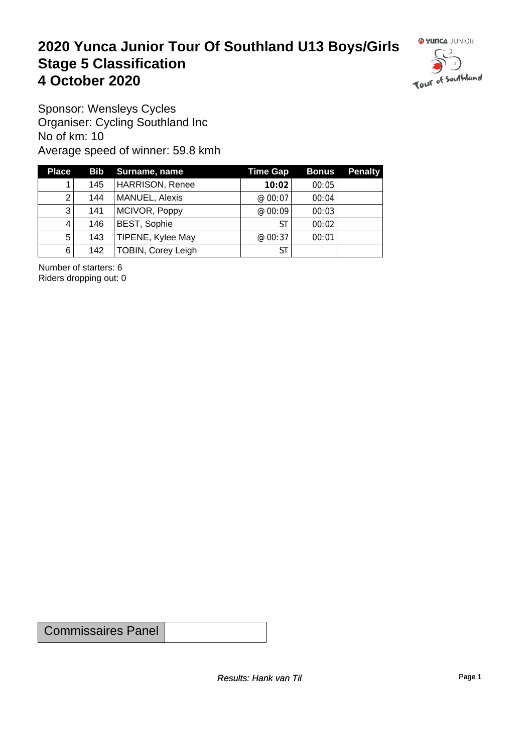# 2020 Yunca Junior Tour Of Southland U13 Boys/Girls
# Stage 5 Classification
# 4 October 2020

Sponsor: Wensleys Cycles
Organiser: Cycling Southland Inc
No of km: 10
Average speed of winner: 59.8 kmh

| Place | Bib | Surname, name | Time Gap | Bonus | Penalty |
|---|---|---|---|---|---|
| 1 | 145 | HARRISON, Renee | **10:02** | 00:05 | |
| 2 | 144 | MANUEL, Alexis | @ 00:07 | 00:04 | |
| 3 | 141 | MCIVOR, Poppy | @ 00:09 | 00:03 | |
| 4 | 146 | BEST, Sophie | ST | 00:02 | |
| 5 | 143 | TIPENE, Kylee May | @ 00:37 | 00:01 | |
| 6 | 142 | TOBIN, Corey Leigh | ST | | |

Number of starters: 6
Riders dropping out: 0

| Commissaires Panel | |
|---|---|

*Results: Hank van Til*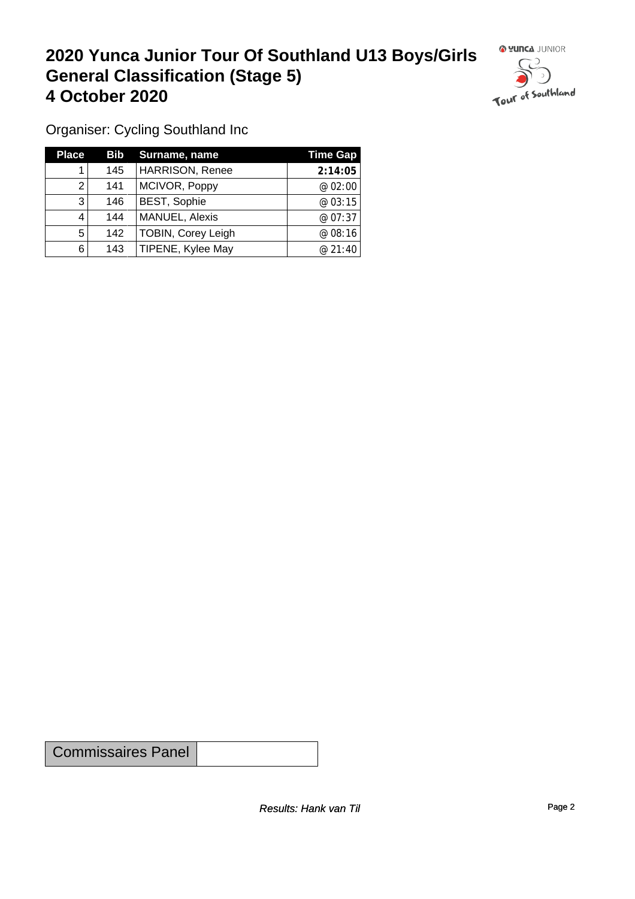# 2020 Yunca Junior Tour Of Southland U13 Boys/Girls General Classification (Stage 5) 4 October 2020

Organiser: Cycling Southland Inc

| Place | Bib | Surname, name | Time Gap |
|---|---|---|---|
| 1 | 145 | HARRISON, Renee | **2:14:05** |
| 2 | 141 | MCIVOR, Poppy | @ 02:00 |
| 3 | 146 | BEST, Sophie | @ 03:15 |
| 4 | 144 | MANUEL, Alexis | @ 07:37 |
| 5 | 142 | TOBIN, Corey Leigh | @ 08:16 |
| 6 | 143 | TIPENE, Kylee May | @ 21:40 |

| Commissaires Panel | |
|---|---|

*Results: Hank van Til*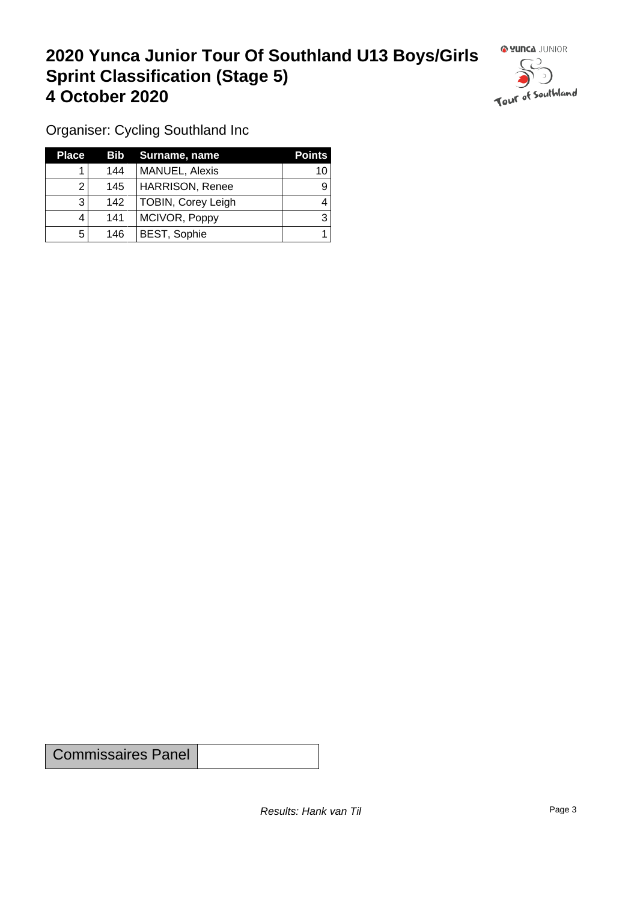# 2020 Yunca Junior Tour Of Southland U13 Boys/Girls Sprint Classification (Stage 5) 4 October 2020

Organiser: Cycling Southland Inc

| Place | Bib | Surname, name | Points |
|---|---|---|---|
| 1 | 144 | MANUEL, Alexis | 10 |
| 2 | 145 | HARRISON, Renee | 9 |
| 3 | 142 | TOBIN, Corey Leigh | 4 |
| 4 | 141 | MCIVOR, Poppy | 3 |
| 5 | 146 | BEST, Sophie | 1 |

| Commissaires Panel | |
|---|---|

*Results: Hank van Til*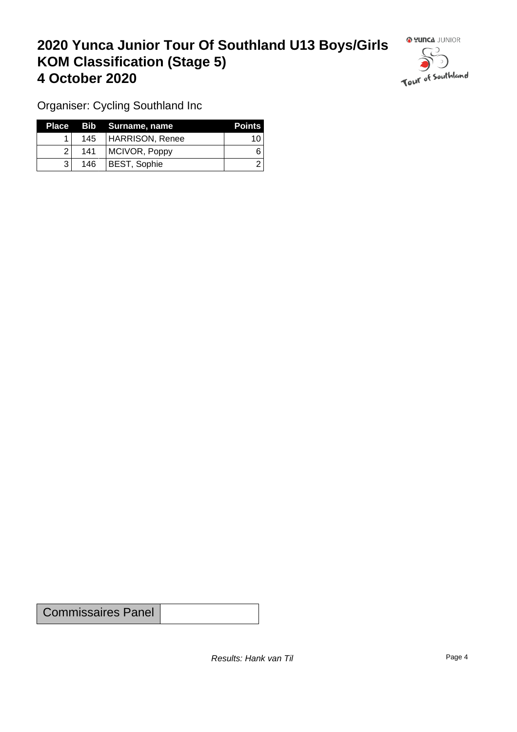# 2020 Yunca Junior Tour Of Southland U13 Boys/Girls
# KOM Classification (Stage 5)
# 4 October 2020

Organiser: Cycling Southland Inc

| Place | Bib | Surname, name | Points |
|---|---|---|---|
| 1 | 145 | HARRISON, Renee | 10 |
| 2 | 141 | MCIVOR, Poppy | 6 |
| 3 | 146 | BEST, Sophie | 2 |

| Commissaires Panel | |
|---|---|

*Results: Hank van Til*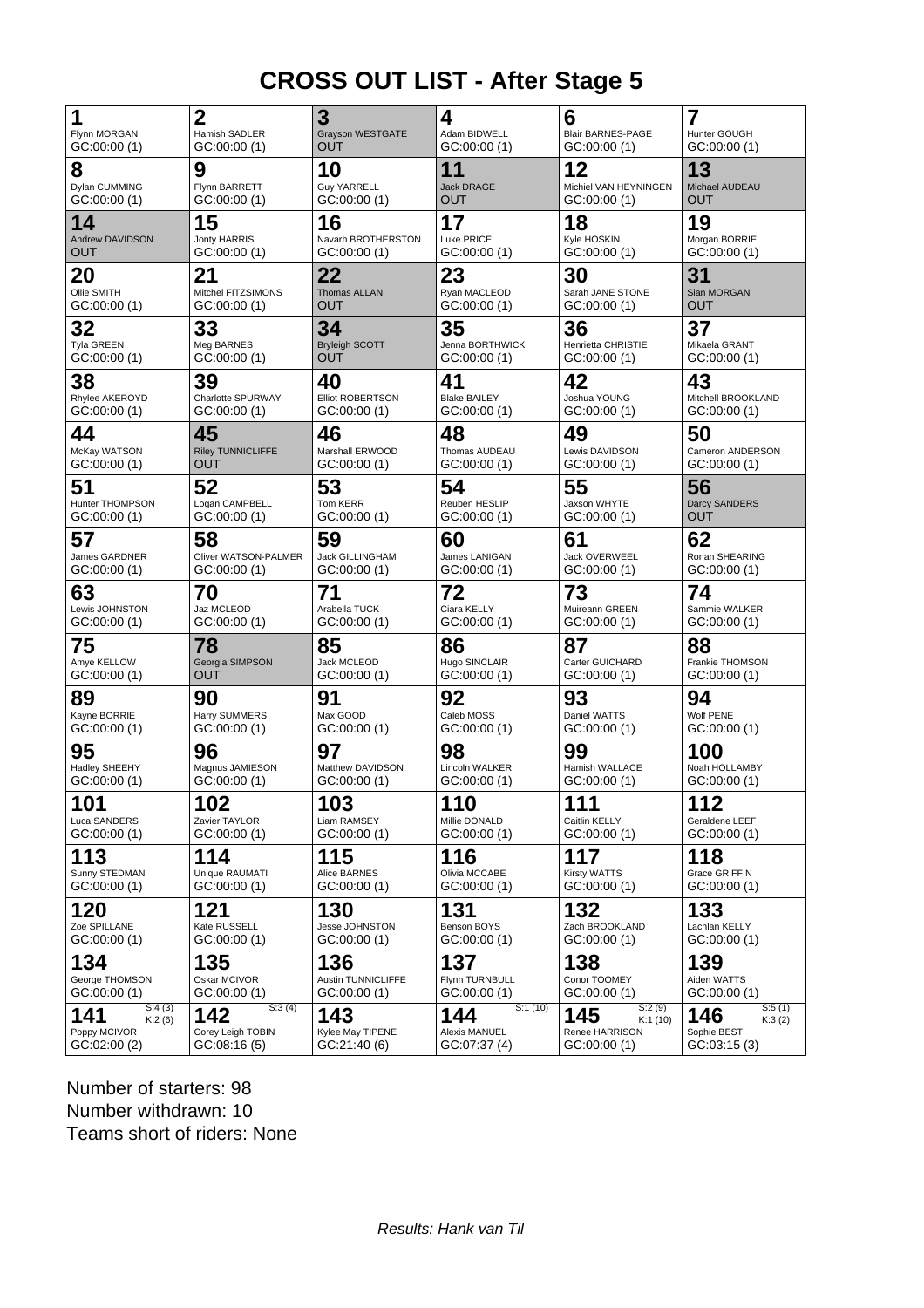# CROSS OUT LIST - After Stage 5

| | | | | | |
|---|---|---|---|---|---|
| **1** Flynn MORGAN GC:00:00 (1) | **2** Hamish SADLER GC:00:00 (1) | **3** Grayson WESTGATE OUT | **4** Adam BIDWELL GC:00:00 (1) | **6** Blair BARNES-PAGE GC:00:00 (1) | **7** Hunter GOUGH GC:00:00 (1) |
| **8** Dylan CUMMING GC:00:00 (1) | **9** Flynn BARRETT GC:00:00 (1) | **10** Guy YARRELL GC:00:00 (1) | **11** Jack DRAGE OUT | **12** Michiel VAN HEYNINGEN GC:00:00 (1) | **13** Michael AUDEAU OUT |
| **14** Andrew DAVIDSON OUT | **15** Jonty HARRIS GC:00:00 (1) | **16** Navarh BROTHERSTON GC:00:00 (1) | **17** Luke PRICE GC:00:00 (1) | **18** Kyle HOSKIN GC:00:00 (1) | **19** Morgan BORRIE GC:00:00 (1) |
| **20** Ollie SMITH GC:00:00 (1) | **21** Mitchel FITZSIMONS GC:00:00 (1) | **22** Thomas ALLAN OUT | **23** Ryan MACLEOD GC:00:00 (1) | **30** Sarah JANE STONE GC:00:00 (1) | **31** Sian MORGAN OUT |
| **32** Tyla GREEN GC:00:00 (1) | **33** Meg BARNES GC:00:00 (1) | **34** Bryleigh SCOTT OUT | **35** Jenna BORTHWICK GC:00:00 (1) | **36** Henrietta CHRISTIE GC:00:00 (1) | **37** Mikaela GRANT GC:00:00 (1) |
| **38** Rhylee AKEROYD GC:00:00 (1) | **39** Charlotte SPURWAY GC:00:00 (1) | **40** Elliot ROBERTSON GC:00:00 (1) | **41** Blake BAILEY GC:00:00 (1) | **42** Joshua YOUNG GC:00:00 (1) | **43** Mitchell BROOKLAND GC:00:00 (1) |
| **44** McKay WATSON GC:00:00 (1) | **45** Riley TUNNICLIFFE OUT | **46** Marshall ERWOOD GC:00:00 (1) | **48** Thomas AUDEAU GC:00:00 (1) | **49** Lewis DAVIDSON GC:00:00 (1) | **50** Cameron ANDERSON GC:00:00 (1) |
| **51** Hunter THOMPSON GC:00:00 (1) | **52** Logan CAMPBELL GC:00:00 (1) | **53** Tom KERR GC:00:00 (1) | **54** Reuben HESLIP GC:00:00 (1) | **55** Jaxson WHYTE GC:00:00 (1) | **56** Darcy SANDERS OUT |
| **57** James GARDNER GC:00:00 (1) | **58** Oliver WATSON-PALMER GC:00:00 (1) | **59** Jack GILLINGHAM GC:00:00 (1) | **60** James LANIGAN GC:00:00 (1) | **61** Jack OVERWEEL GC:00:00 (1) | **62** Ronan SHEARING GC:00:00 (1) |
| **63** Lewis JOHNSTON GC:00:00 (1) | **70** Jaz MCLEOD GC:00:00 (1) | **71** Arabella TUCK GC:00:00 (1) | **72** Ciara KELLY GC:00:00 (1) | **73** Muireann GREEN GC:00:00 (1) | **74** Sammie WALKER GC:00:00 (1) |
| **75** Amye KELLOW GC:00:00 (1) | **78** Georgia SIMPSON OUT | **85** Jack MCLEOD GC:00:00 (1) | **86** Hugo SINCLAIR GC:00:00 (1) | **87** Carter GUICHARD GC:00:00 (1) | **88** Frankie THOMSON GC:00:00 (1) |
| **89** Kayne BORRIE GC:00:00 (1) | **90** Harry SUMMERS GC:00:00 (1) | **91** Max GOOD GC:00:00 (1) | **92** Caleb MOSS GC:00:00 (1) | **93** Daniel WATTS GC:00:00 (1) | **94** Wolf PENE GC:00:00 (1) |
| **95** Hadley SHEEHY GC:00:00 (1) | **96** Magnus JAMIESON GC:00:00 (1) | **97** Matthew DAVIDSON GC:00:00 (1) | **98** Lincoln WALKER GC:00:00 (1) | **99** Hamish WALLACE GC:00:00 (1) | **100** Noah HOLLAMBY GC:00:00 (1) |
| **101** Luca SANDERS GC:00:00 (1) | **102** Zavier TAYLOR GC:00:00 (1) | **103** Liam RAMSEY GC:00:00 (1) | **110** Millie DONALD GC:00:00 (1) | **111** Caitlin KELLY GC:00:00 (1) | **112** Geraldene LEEF GC:00:00 (1) |
| **113** Sunny STEDMAN GC:00:00 (1) | **114** Unique RAUMATI GC:00:00 (1) | **115** Alice BARNES GC:00:00 (1) | **116** Olivia MCCABE GC:00:00 (1) | **117** Kirsty WATTS GC:00:00 (1) | **118** Grace GRIFFIN GC:00:00 (1) |
| **120** Zoe SPILLANE GC:00:00 (1) | **121** Kate RUSSELL GC:00:00 (1) | **130** Jesse JOHNSTON GC:00:00 (1) | **131** Benson BOYS GC:00:00 (1) | **132** Zach BROOKLAND GC:00:00 (1) | **133** Lachlan KELLY GC:00:00 (1) |
| **134** George THOMSON GC:00:00 (1) | **135** Oskar MCIVOR GC:00:00 (1) | **136** Austin TUNNICLIFFE GC:00:00 (1) | **137** Flynn TURNBULL GC:00:00 (1) | **138** Conor TOOMEY GC:00:00 (1) | **139** Aiden WATTS GC:00:00 (1) |
| **141** S:4 (3) K:2 (6) Poppy MCIVOR GC:02:00 (2) | **142** S:3 (4) Corey Leigh TOBIN GC:08:16 (5) | **143** Kylee May TIPENE GC:21:40 (6) | **144** S:1 (10) Alexis MANUEL GC:07:37 (4) | **145** S:2 (9) K:1 (10) Renee HARRISON GC:00:00 (1) | **146** S:5 (1) K:3 (2) Sophie BEST GC:03:15 (3) |

Number of starters: 98
Number withdrawn: 10
Teams short of riders: None

*Results: Hank van Til*